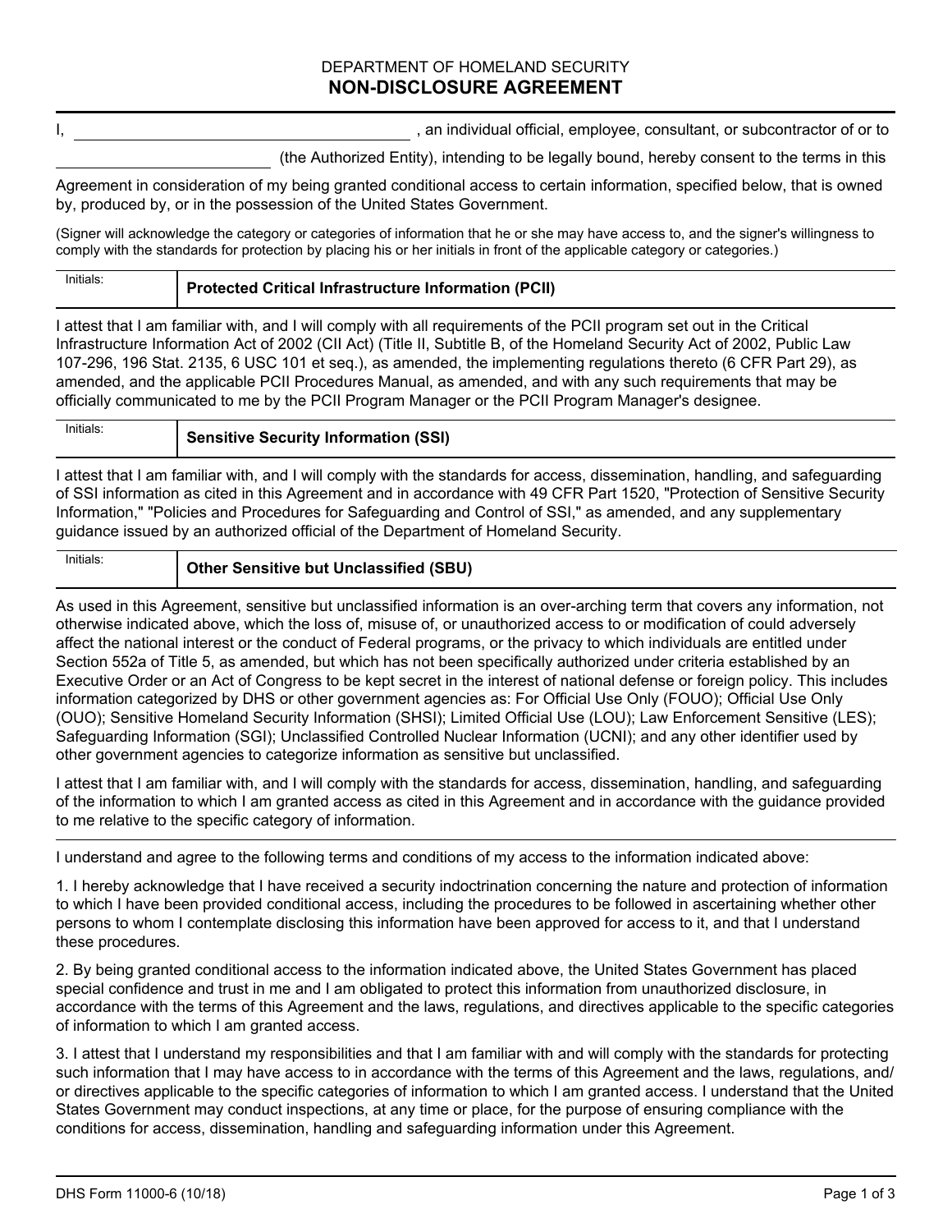DEPARTMENT OF HOMELAND SECURITY

# NON-DISCLOSURE AGREEMENT

I, \_\_\_\_\_\_\_\_\_\_\_\_\_\_\_\_\_\_\_\_\_\_\_\_\_\_\_\_\_\_\_\_\_\_\_\_\_\_\_\_ , an individual official, employee, consultant, or subcontractor of or to \_\_\_\_\_\_\_\_\_\_\_\_\_\_\_\_\_\_\_\_\_\_\_\_\_\_\_\_ (the Authorized Entity), intending to be legally bound, hereby consent to the terms in this Agreement in consideration of my being granted conditional access to certain information, specified below, that is owned by, produced by, or in the possession of the United States Government.

(Signer will acknowledge the category or categories of information that he or she may have access to, and the signer's willingness to comply with the standards for protection by placing his or her initials in front of the applicable category or categories.)

| Initials: | **Protected Critical Infrastructure Information (PCII)** |
|---|---|

I attest that I am familiar with, and I will comply with all requirements of the PCII program set out in the Critical Infrastructure Information Act of 2002 (CII Act) (Title II, Subtitle B, of the Homeland Security Act of 2002, Public Law 107-296, 196 Stat. 2135, 6 USC 101 et seq.), as amended, the implementing regulations thereto (6 CFR Part 29), as amended, and the applicable PCII Procedures Manual, as amended, and with any such requirements that may be officially communicated to me by the PCII Program Manager or the PCII Program Manager's designee.

| Initials: | **Sensitive Security Information (SSI)** |
|---|---|

I attest that I am familiar with, and I will comply with the standards for access, dissemination, handling, and safeguarding of SSI information as cited in this Agreement and in accordance with 49 CFR Part 1520, "Protection of Sensitive Security Information," "Policies and Procedures for Safeguarding and Control of SSI," as amended, and any supplementary guidance issued by an authorized official of the Department of Homeland Security.

| Initials: | **Other Sensitive but Unclassified (SBU)** |
|---|---|

As used in this Agreement, sensitive but unclassified information is an over-arching term that covers any information, not otherwise indicated above, which the loss of, misuse of, or unauthorized access to or modification of could adversely affect the national interest or the conduct of Federal programs, or the privacy to which individuals are entitled under Section 552a of Title 5, as amended, but which has not been specifically authorized under criteria established by an Executive Order or an Act of Congress to be kept secret in the interest of national defense or foreign policy. This includes information categorized by DHS or other government agencies as: For Official Use Only (FOUO); Official Use Only (OUO); Sensitive Homeland Security Information (SHSI); Limited Official Use (LOU); Law Enforcement Sensitive (LES); Safeguarding Information (SGI); Unclassified Controlled Nuclear Information (UCNI); and any other identifier used by other government agencies to categorize information as sensitive but unclassified.

I attest that I am familiar with, and I will comply with the standards for access, dissemination, handling, and safeguarding of the information to which I am granted access as cited in this Agreement and in accordance with the guidance provided to me relative to the specific category of information.

---

I understand and agree to the following terms and conditions of my access to the information indicated above:

1. I hereby acknowledge that I have received a security indoctrination concerning the nature and protection of information to which I have been provided conditional access, including the procedures to be followed in ascertaining whether other persons to whom I contemplate disclosing this information have been approved for access to it, and that I understand these procedures.

2. By being granted conditional access to the information indicated above, the United States Government has placed special confidence and trust in me and I am obligated to protect this information from unauthorized disclosure, in accordance with the terms of this Agreement and the laws, regulations, and directives applicable to the specific categories of information to which I am granted access.

3. I attest that I understand my responsibilities and that I am familiar with and will comply with the standards for protecting such information that I may have access to in accordance with the terms of this Agreement and the laws, regulations, and/or directives applicable to the specific categories of information to which I am granted access. I understand that the United States Government may conduct inspections, at any time or place, for the purpose of ensuring compliance with the conditions for access, dissemination, handling and safeguarding information under this Agreement.

DHS Form 11000-6 (10/18)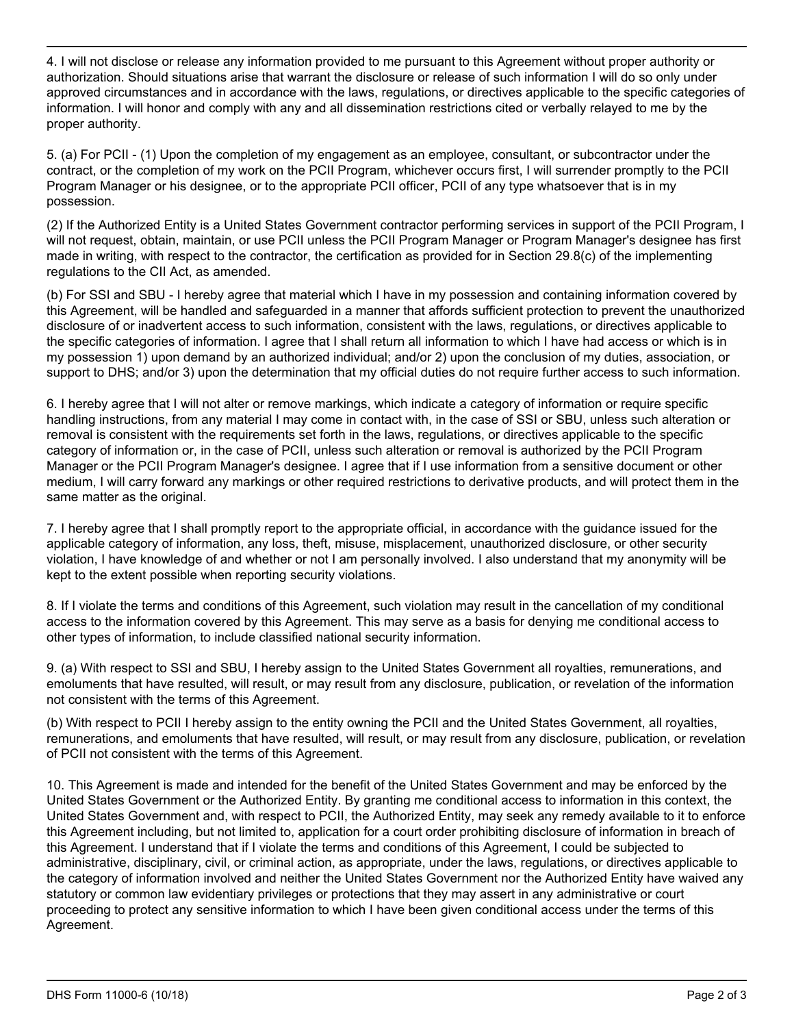4. I will not disclose or release any information provided to me pursuant to this Agreement without proper authority or authorization. Should situations arise that warrant the disclosure or release of such information I will do so only under approved circumstances and in accordance with the laws, regulations, or directives applicable to the specific categories of information. I will honor and comply with any and all dissemination restrictions cited or verbally relayed to me by the proper authority.

5. (a) For PCII - (1) Upon the completion of my engagement as an employee, consultant, or subcontractor under the contract, or the completion of my work on the PCII Program, whichever occurs first, I will surrender promptly to the PCII Program Manager or his designee, or to the appropriate PCII officer, PCII of any type whatsoever that is in my possession.

(2) If the Authorized Entity is a United States Government contractor performing services in support of the PCII Program, I will not request, obtain, maintain, or use PCII unless the PCII Program Manager or Program Manager's designee has first made in writing, with respect to the contractor, the certification as provided for in Section 29.8(c) of the implementing regulations to the CII Act, as amended.

(b) For SSI and SBU - I hereby agree that material which I have in my possession and containing information covered by this Agreement, will be handled and safeguarded in a manner that affords sufficient protection to prevent the unauthorized disclosure of or inadvertent access to such information, consistent with the laws, regulations, or directives applicable to the specific categories of information. I agree that I shall return all information to which I have had access or which is in my possession 1) upon demand by an authorized individual; and/or 2) upon the conclusion of my duties, association, or support to DHS; and/or 3) upon the determination that my official duties do not require further access to such information.

6. I hereby agree that I will not alter or remove markings, which indicate a category of information or require specific handling instructions, from any material I may come in contact with, in the case of SSI or SBU, unless such alteration or removal is consistent with the requirements set forth in the laws, regulations, or directives applicable to the specific category of information or, in the case of PCII, unless such alteration or removal is authorized by the PCII Program Manager or the PCII Program Manager's designee. I agree that if I use information from a sensitive document or other medium, I will carry forward any markings or other required restrictions to derivative products, and will protect them in the same matter as the original.

7. I hereby agree that I shall promptly report to the appropriate official, in accordance with the guidance issued for the applicable category of information, any loss, theft, misuse, misplacement, unauthorized disclosure, or other security violation, I have knowledge of and whether or not I am personally involved. I also understand that my anonymity will be kept to the extent possible when reporting security violations.

8. If I violate the terms and conditions of this Agreement, such violation may result in the cancellation of my conditional access to the information covered by this Agreement. This may serve as a basis for denying me conditional access to other types of information, to include classified national security information.

9. (a) With respect to SSI and SBU, I hereby assign to the United States Government all royalties, remunerations, and emoluments that have resulted, will result, or may result from any disclosure, publication, or revelation of the information not consistent with the terms of this Agreement.

(b) With respect to PCII I hereby assign to the entity owning the PCII and the United States Government, all royalties, remunerations, and emoluments that have resulted, will result, or may result from any disclosure, publication, or revelation of PCII not consistent with the terms of this Agreement.

10. This Agreement is made and intended for the benefit of the United States Government and may be enforced by the United States Government or the Authorized Entity. By granting me conditional access to information in this context, the United States Government and, with respect to PCII, the Authorized Entity, may seek any remedy available to it to enforce this Agreement including, but not limited to, application for a court order prohibiting disclosure of information in breach of this Agreement. I understand that if I violate the terms and conditions of this Agreement, I could be subjected to administrative, disciplinary, civil, or criminal action, as appropriate, under the laws, regulations, or directives applicable to the category of information involved and neither the United States Government nor the Authorized Entity have waived any statutory or common law evidentiary privileges or protections that they may assert in any administrative or court proceeding to protect any sensitive information to which I have been given conditional access under the terms of this Agreement.

DHS Form 11000-6 (10/18)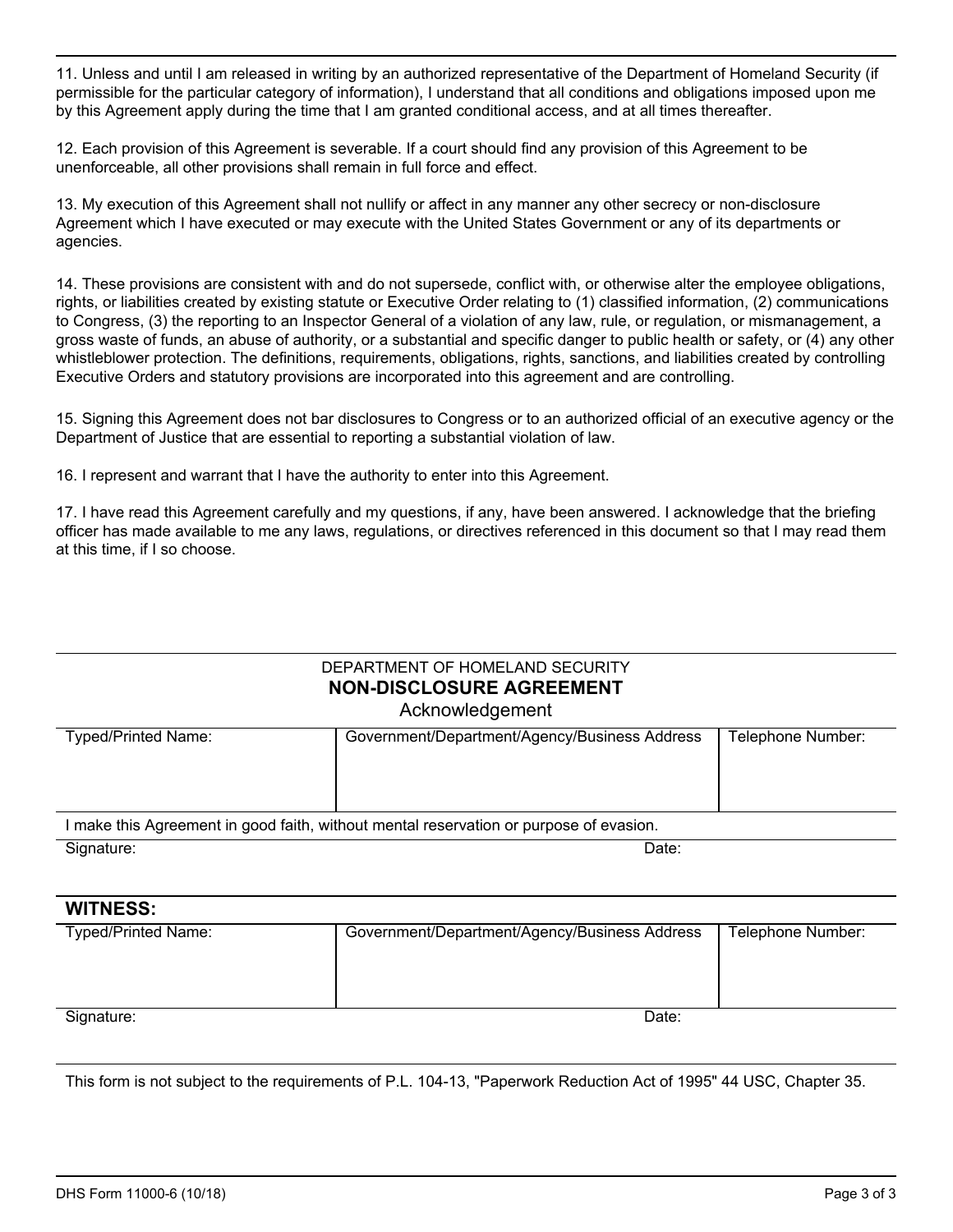11. Unless and until I am released in writing by an authorized representative of the Department of Homeland Security (if permissible for the particular category of information), I understand that all conditions and obligations imposed upon me by this Agreement apply during the time that I am granted conditional access, and at all times thereafter.

12. Each provision of this Agreement is severable. If a court should find any provision of this Agreement to be unenforceable, all other provisions shall remain in full force and effect.

13. My execution of this Agreement shall not nullify or affect in any manner any other secrecy or non-disclosure Agreement which I have executed or may execute with the United States Government or any of its departments or agencies.

14. These provisions are consistent with and do not supersede, conflict with, or otherwise alter the employee obligations, rights, or liabilities created by existing statute or Executive Order relating to (1) classified information, (2) communications to Congress, (3) the reporting to an Inspector General of a violation of any law, rule, or regulation, or mismanagement, a gross waste of funds, an abuse of authority, or a substantial and specific danger to public health or safety, or (4) any other whistleblower protection. The definitions, requirements, obligations, rights, sanctions, and liabilities created by controlling Executive Orders and statutory provisions are incorporated into this agreement and are controlling.

15. Signing this Agreement does not bar disclosures to Congress or to an authorized official of an executive agency or the Department of Justice that are essential to reporting a substantial violation of law.

16. I represent and warrant that I have the authority to enter into this Agreement.

17. I have read this Agreement carefully and my questions, if any, have been answered. I acknowledge that the briefing officer has made available to me any laws, regulations, or directives referenced in this document so that I may read them at this time, if I so choose.

DEPARTMENT OF HOMELAND SECURITY

**NON-DISCLOSURE AGREEMENT**

Acknowledgement

| Typed/Printed Name: | Government/Department/Agency/Business Address | Telephone Number: |
| --- | --- | --- |
| | | |

I make this Agreement in good faith, without mental reservation or purpose of evasion.

Signature: Date:

**WITNESS:**

| Typed/Printed Name: | Government/Department/Agency/Business Address | Telephone Number: |
| --- | --- | --- |
| | | |

Signature: Date:

This form is not subject to the requirements of P.L. 104-13, "Paperwork Reduction Act of 1995" 44 USC, Chapter 35.

DHS Form 11000-6 (10/18)